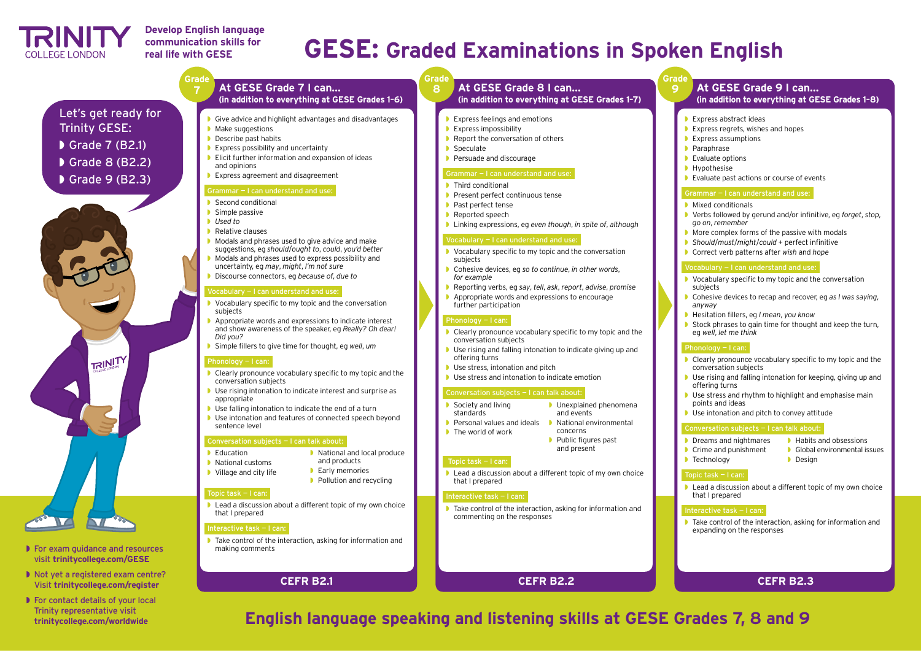TRINITY COLLEGE LONDON

**Develop English language communication skills for real life with GESE**

# GESE: Graded Examinations in Spoken English

Let's get ready for Trinity GESE:

- Grade 7 (B2.1)
- Grade 8 (B2.2)
- Grade 9 (B2.3)

## Grade 7 – At GESE Grade 7 I can… (in addition to everything at GESE Grades 1–6)

- Give advice and highlight advantages and disadvantages
- Make suggestions
- Describe past habits
- Express possibility and uncertainty
- Elicit further information and expansion of ideas and opinions
- Express agreement and disagreement

### Grammar – I can understand and use:

- Second conditional
- Simple passive
- *Used to*
- Relative clauses
- Modals and phrases used to give advice and make suggestions, eg *should/ought to*, *could*, *you'd better*
- Modals and phrases used to express possibility and uncertainty, eg *may*, *might*, *I'm not sure*
- Discourse connectors, eg *because of*, *due to*

### Vocabulary – I can understand and use:

- Vocabulary specific to my topic and the conversation subjects
- Appropriate words and expressions to indicate interest and show awareness of the speaker, eg *Really? Oh dear! Did you?*
- Simple fillers to give time for thought, eg *well*, *um*

### Phonology – I can:

- Clearly pronounce vocabulary specific to my topic and the conversation subjects
- Use rising intonation to indicate interest and surprise as appropriate
- Use falling intonation to indicate the end of a turn
- Use intonation and features of connected speech beyond sentence level

### Conversation subjects – I can talk about:

- Education
- National customs
- Village and city life
- National and local produce and products
- Early memories
- Pollution and recycling

### Topic task – I can:

- Lead a discussion about a different topic of my own choice that I prepared

### Interactive task – I can:

- Take control of the interaction, asking for information and making comments

**CEFR B2.1**

## Grade 8 – At GESE Grade 8 I can… (in addition to everything at GESE Grades 1–7)

- Express feelings and emotions
- Express impossibility
- Report the conversation of others
- Speculate
- Persuade and discourage

### Grammar – I can understand and use:

- Third conditional
- Present perfect continuous tense
- Past perfect tense
- Reported speech
- Linking expressions, eg *even though*, *in spite of*, *although*

### Vocabulary – I can understand and use:

- Vocabulary specific to my topic and the conversation subjects
- Cohesive devices, eg *so to continue*, *in other words*, *for example*
- Reporting verbs, eg *say*, *tell*, *ask*, *report*, *advise*, *promise*
- Appropriate words and expressions to encourage further participation

### Phonology – I can:

- Clearly pronounce vocabulary specific to my topic and the conversation subjects
- Use rising and falling intonation to indicate giving up and offering turns
- Use stress, intonation and pitch
- Use stress and intonation to indicate emotion

### Conversation subjects – I can talk about:

- Society and living standards
- Personal values and ideals
- The world of work
- Unexplained phenomena and events
- National environmental concerns
- Public figures past and present

### Topic task – I can:

- Lead a discussion about a different topic of my own choice that I prepared

### Interactive task – I can:

- Take control of the interaction, asking for information and commenting on the responses

**CEFR B2.2**

## Grade 9 – At GESE Grade 9 I can… (in addition to everything at GESE Grades 1–8)

- Express abstract ideas
- Express regrets, wishes and hopes
- Express assumptions
- Paraphrase
- Evaluate options
- Hypothesise
- Evaluate past actions or course of events

### Grammar – I can understand and use:

- Mixed conditionals
- Verbs followed by gerund and/or infinitive, eg *forget*, *stop*, *go on*, *remember*
- More complex forms of the passive with modals
- *Should/must/might/could* + perfect infinitive
- Correct verb patterns after *wish* and *hope*

### Vocabulary – I can understand and use:

- Vocabulary specific to my topic and the conversation subjects
- Cohesive devices to recap and recover, eg *as I was saying*, *anyway*
- Hesitation fillers, eg *I mean*, *you know*
- Stock phrases to gain time for thought and keep the turn, eg *well*, *let me think*

### Phonology – I can:

- Clearly pronounce vocabulary specific to my topic and the conversation subjects
- Use rising and falling intonation for keeping, giving up and offering turns
- Use stress and rhythm to highlight and emphasise main points and ideas
- Use intonation and pitch to convey attitude

### Conversation subjects – I can talk about:

- Dreams and nightmares
- Crime and punishment
- Technology
- Habits and obsessions
- Global environmental issues
- Design

### Topic task – I can:

- Lead a discussion about a different topic of my own choice that I prepared

### Interactive task – I can:

- Take control of the interaction, asking for information and expanding on the responses

**CEFR B2.3**

---

- For exam guidance and resources visit **trinitycollege.com/GESE**
- Not yet a registered exam centre? Visit **trinitycollege.com/register**
- For contact details of your local Trinity representative visit **trinitycollege.com/worldwide**

## English language speaking and listening skills at GESE Grades 7, 8 and 9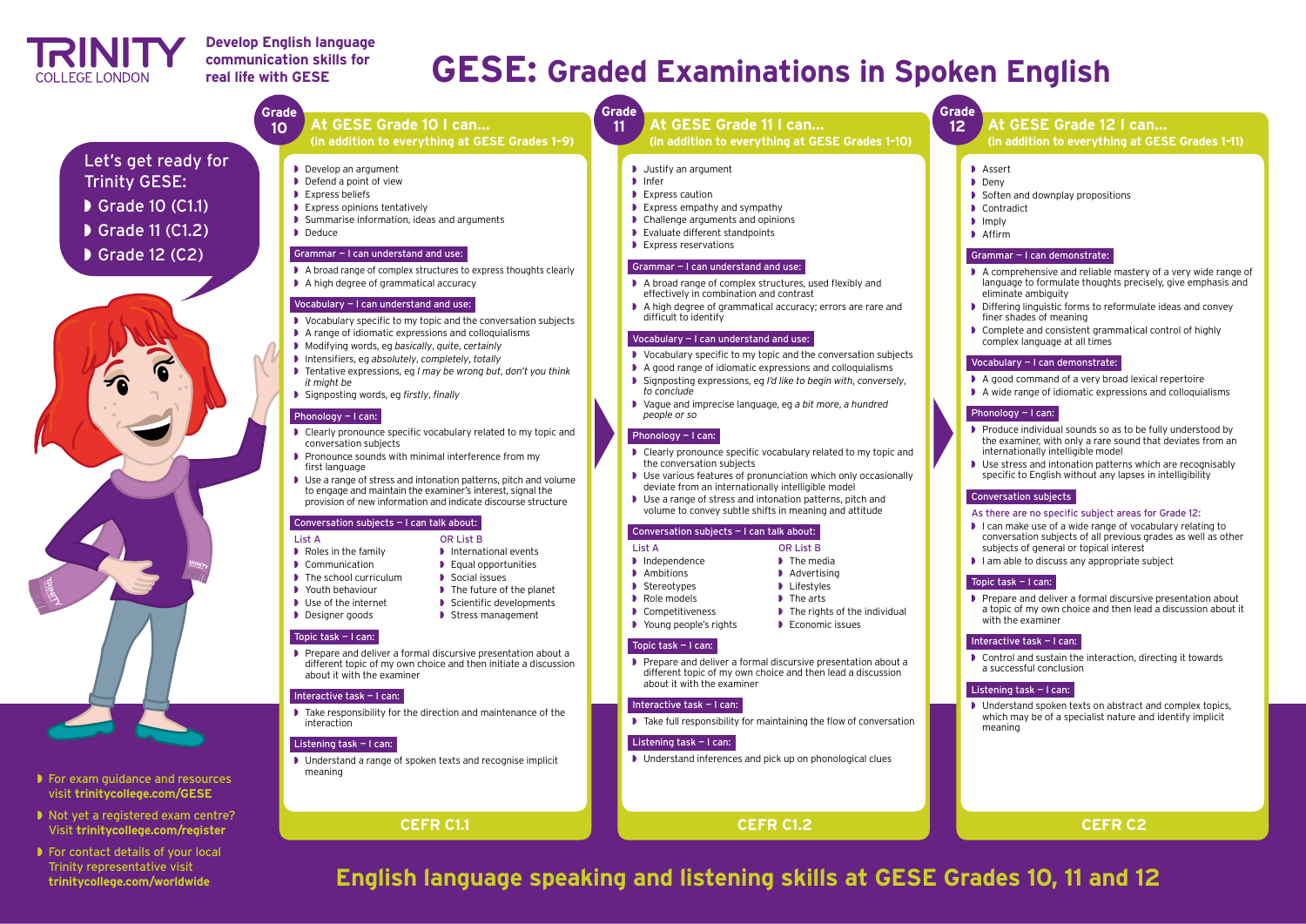TRINITY COLLEGE LONDON

**Develop English language communication skills for real life with GESE**

# GESE: Graded Examinations in Spoken English

Let's get ready for Trinity GESE:

- Grade 10 (C1.1)
- Grade 11 (C1.2)
- Grade 12 (C2)

## Grade 10 — At GESE Grade 10 I can...
**(in addition to everything at GESE Grades 1–9)**

- Develop an argument
- Defend a point of view
- Express beliefs
- Express opinions tentatively
- Summarise information, ideas and arguments
- Deduce

### Grammar – I can understand and use:

- A broad range of complex structures to express thoughts clearly
- A high degree of grammatical accuracy

### Vocabulary – I can understand and use:

- Vocabulary specific to my topic and the conversation subjects
- A range of idiomatic expressions and colloquialisms
- Modifying words, eg *basically*, *quite*, *certainly*
- Intensifiers, eg *absolutely*, *completely*, *totally*
- Tentative expressions, eg *I may be wrong but*, *don't you think it might be*
- Signposting words, eg *firstly*, *finally*

### Phonology – I can:

- Clearly pronounce specific vocabulary related to my topic and conversation subjects
- Pronounce sounds with minimal interference from my first language
- Use a range of stress and intonation patterns, pitch and volume to engage and maintain the examiner's interest, signal the provision of new information and indicate discourse structure

### Conversation subjects – I can talk about:

List A

- Roles in the family
- Communication
- The school curriculum
- Youth behaviour
- Use of the internet
- Designer goods

OR List B

- International events
- Equal opportunities
- Social issues
- The future of the planet
- Scientific developments
- Stress management

### Topic task – I can:

- Prepare and deliver a formal discursive presentation about a different topic of my own choice and then initiate a discussion about it with the examiner

### Interactive task – I can:

- Take responsibility for the direction and maintenance of the interaction

### Listening task – I can:

- Understand a range of spoken texts and recognise implicit meaning

**CEFR C1.1**

## Grade 11 — At GESE Grade 11 I can...
**(in addition to everything at GESE Grades 1–10)**

- Justify an argument
- Infer
- Express caution
- Express empathy and sympathy
- Challenge arguments and opinions
- Evaluate different standpoints
- Express reservations

### Grammar – I can understand and use:

- A broad range of complex structures, used flexibly and effectively in combination and contrast
- A high degree of grammatical accuracy; errors are rare and difficult to identify

### Vocabulary – I can understand and use:

- Vocabulary specific to my topic and the conversation subjects
- A good range of idiomatic expressions and colloquialisms
- Signposting expressions, eg *I'd like to begin with*, *conversely*, *to conclude*
- Vague and imprecise language, eg *a bit more*, *a hundred people or so*

### Phonology – I can:

- Clearly pronounce specific vocabulary related to my topic and the conversation subjects
- Use various features of pronunciation which only occasionally deviate from an internationally intelligible model
- Use a range of stress and intonation patterns, pitch and volume to convey subtle shifts in meaning and attitude

### Conversation subjects – I can talk about:

List A

- Independence
- Ambitions
- Stereotypes
- Role models
- Competitiveness
- Young people's rights

OR List B

- The media
- Advertising
- Lifestyles
- The arts
- The rights of the individual
- Economic issues

### Topic task – I can:

- Prepare and deliver a formal discursive presentation about a different topic of my own choice and then lead a discussion about it with the examiner

### Interactive task – I can:

- Take full responsibility for maintaining the flow of conversation

### Listening task – I can:

- Understand inferences and pick up on phonological clues

**CEFR C1.2**

## Grade 12 — At GESE Grade 12 I can...
**(in addition to everything at GESE Grades 1–11)**

- Assert
- Deny
- Soften and downplay propositions
- Contradict
- Imply
- Affirm

### Grammar – I can demonstrate:

- A comprehensive and reliable mastery of a very wide range of language to formulate thoughts precisely, give emphasis and eliminate ambiguity
- Differing linguistic forms to reformulate ideas and convey finer shades of meaning
- Complete and consistent grammatical control of highly complex language at all times

### Vocabulary – I can demonstrate:

- A good command of a very broad lexical repertoire
- A wide range of idiomatic expressions and colloquialisms

### Phonology – I can:

- Produce individual sounds so as to be fully understood by the examiner, with only a rare sound that deviates from an internationally intelligible model
- Use stress and intonation patterns which are recognisably specific to English without any lapses in intelligibility

### Conversation subjects

As there are no specific subject areas for Grade 12:

- I can make use of a wide range of vocabulary relating to conversation subjects of all previous grades as well as other subjects of general or topical interest
- I am able to discuss any appropriate subject

### Topic task – I can:

- Prepare and deliver a formal discursive presentation about a topic of my own choice and then lead a discussion about it with the examiner

### Interactive task – I can:

- Control and sustain the interaction, directing it towards a successful conclusion

### Listening task – I can:

- Understand spoken texts on abstract and complex topics, which may be of a specialist nature and identify implicit meaning

**CEFR C2**

- For exam guidance and resources visit **trinitycollege.com/GESE**
- Not yet a registered exam centre? Visit **trinitycollege.com/register**
- For contact details of your local Trinity representative visit **trinitycollege.com/worldwide**

## English language speaking and listening skills at GESE Grades 10, 11 and 12